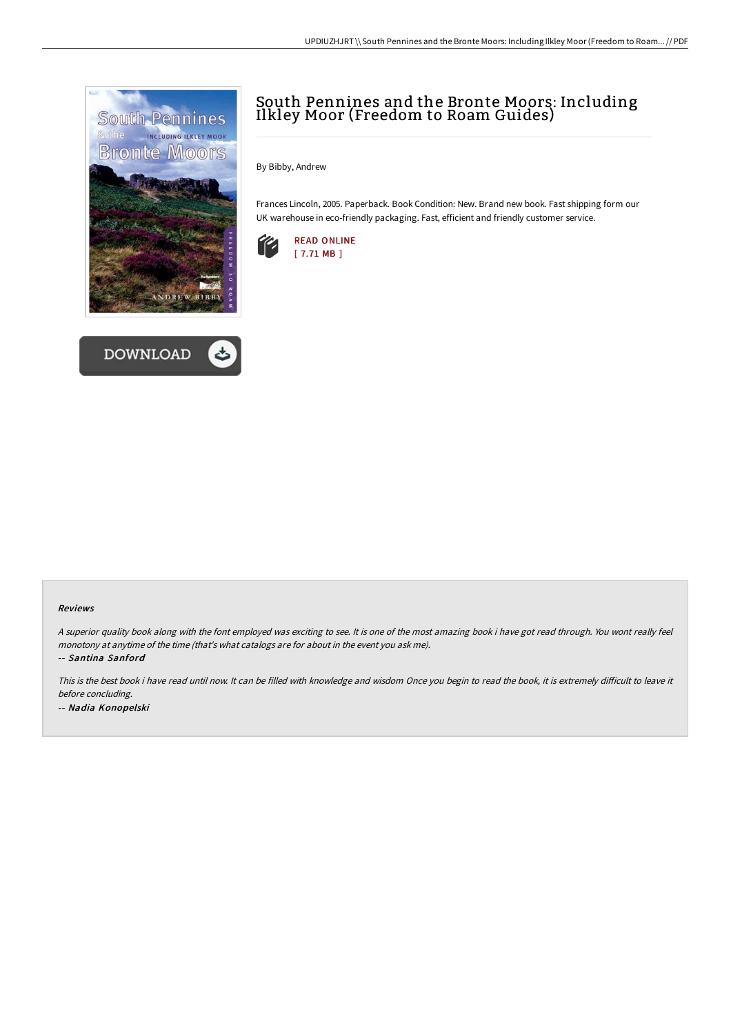# South Pennines and the Bronte Moors: Including Ilkley Moor (Freedom to Roam Guides)

By Bibby, Andrew

Frances Lincoln, 2005. Paperback. Book Condition: New. Brand new book. Fast shipping form our UK warehouse in eco-friendly packaging. Fast, efficient and friendly customer service.

READ ONLINE
[ 7.71 MB ]

DOWNLOAD

#### Reviews

*A superior quality book along with the font employed was exciting to see. It is one of the most amazing book i have got read through. You wont really feel monotony at anytime of the time (that's what catalogs are for about in the event you ask me).*

-- ***Santina Sanford***

*This is the best book i have read until now. It can be filled with knowledge and wisdom Once you begin to read the book, it is extremely difficult to leave it before concluding.*

-- ***Nadia Konopelski***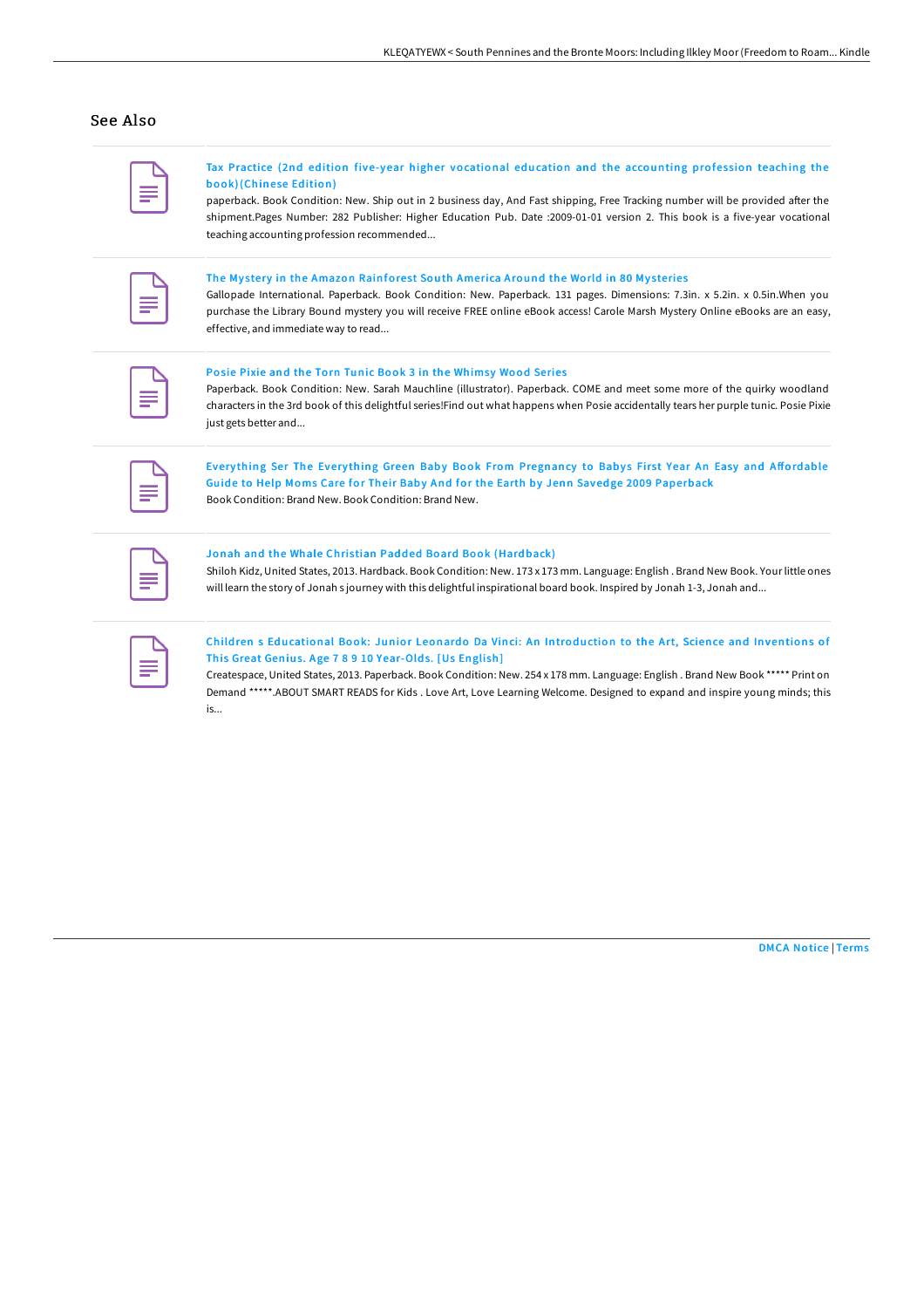## See Also

**Tax Practice (2nd edition five-year higher vocational education and the accounting profession teaching the book)(Chinese Edition)**

paperback. Book Condition: New. Ship out in 2 business day, And Fast shipping, Free Tracking number will be provided after the shipment.Pages Number: 282 Publisher: Higher Education Pub. Date :2009-01-01 version 2. This book is a five-year vocational teaching accounting profession recommended...

**The Mystery in the Amazon Rainforest South America Around the World in 80 Mysteries**

Gallopade International. Paperback. Book Condition: New. Paperback. 131 pages. Dimensions: 7.3in. x 5.2in. x 0.5in.When you purchase the Library Bound mystery you will receive FREE online eBook access! Carole Marsh Mystery Online eBooks are an easy, effective, and immediate way to read...

**Posie Pixie and the Torn Tunic Book 3 in the Whimsy Wood Series**

Paperback. Book Condition: New. Sarah Mauchline (illustrator). Paperback. COME and meet some more of the quirky woodland characters in the 3rd book of this delightful series!Find out what happens when Posie accidentally tears her purple tunic. Posie Pixie just gets better and...

**Everything Ser The Everything Green Baby Book From Pregnancy to Babys First Year An Easy and Affordable Guide to Help Moms Care for Their Baby And for the Earth by Jenn Savedge 2009 Paperback**

Book Condition: Brand New. Book Condition: Brand New.

**Jonah and the Whale Christian Padded Board Book (Hardback)**

Shiloh Kidz, United States, 2013. Hardback. Book Condition: New. 173 x 173 mm. Language: English . Brand New Book. Your little ones will learn the story of Jonah s journey with this delightful inspirational board book. Inspired by Jonah 1-3, Jonah and...

**Children s Educational Book: Junior Leonardo Da Vinci: An Introduction to the Art, Science and Inventions of This Great Genius. Age 7 8 9 10 Year-Olds. [Us English]**

Createspace, United States, 2013. Paperback. Book Condition: New. 254 x 178 mm. Language: English . Brand New Book ***** Print on Demand *****.ABOUT SMART READS for Kids . Love Art, Love Learning Welcome. Designed to expand and inspire young minds; this is...